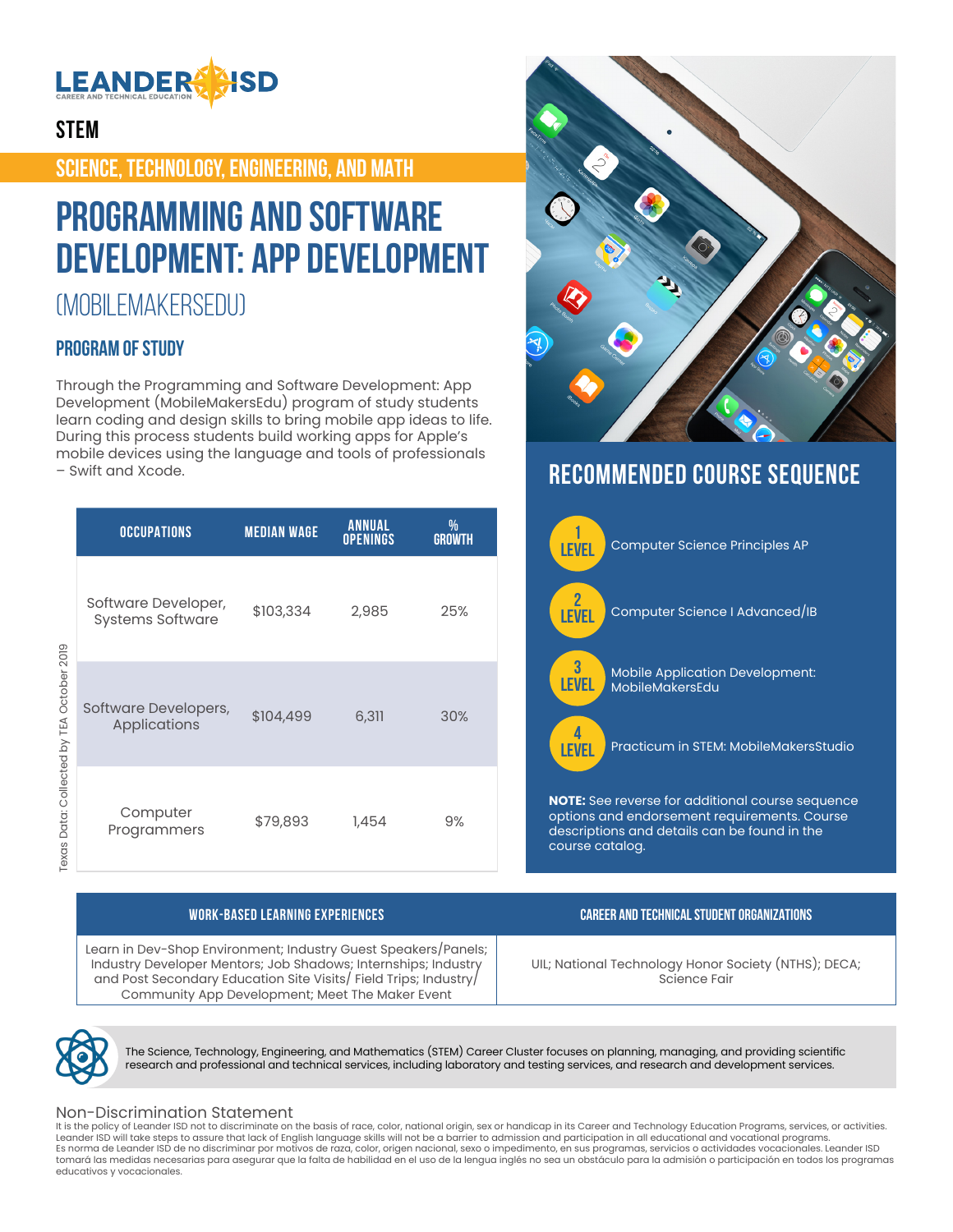LEANDER ISD
CAREER AND TECHNICAL EDUCATION

# STEM

## SCIENCE, TECHNOLOGY, ENGINEERING, AND MATH

# PROGRAMMING AND SOFTWARE DEVELOPMENT: APP DEVELOPMENT

(MOBILEMAKERSEDU)

### PROGRAM OF STUDY

Through the Programming and Software Development: App Development (MobileMakersEdu) program of study students learn coding and design skills to bring mobile app ideas to life. During this process students build working apps for Apple's mobile devices using the language and tools of professionals – Swift and Xcode.

| OCCUPATIONS | MEDIAN WAGE | ANNUAL OPENINGS | % GROWTH |
|---|---|---|---|
| Software Developer, Systems Software | $103,334 | 2,985 | 25% |
| Software Developers, Applications | $104,499 | 6,311 | 30% |
| Computer Programmers | $79,893 | 1,454 | 9% |

Texas Data: Collected by TEA October 2019

## RECOMMENDED COURSE SEQUENCE

- **LEVEL 1** Computer Science Principles AP
- **LEVEL 2** Computer Science I Advanced/IB
- **LEVEL 3** Mobile Application Development: MobileMakersEdu
- **LEVEL 4** Practicum in STEM: MobileMakersStudio

**NOTE:** See reverse for additional course sequence options and endorsement requirements. Course descriptions and details can be found in the course catalog.

| WORK-BASED LEARNING EXPERIENCES | CAREER AND TECHNICAL STUDENT ORGANIZATIONS |
|---|---|
| Learn in Dev-Shop Environment; Industry Guest Speakers/Panels; Industry Developer Mentors; Job Shadows; Internships; Industry and Post Secondary Education Site Visits/ Field Trips; Industry/ Community App Development; Meet The Maker Event | UIL; National Technology Honor Society (NTHS); DECA; Science Fair |

The Science, Technology, Engineering, and Mathematics (STEM) Career Cluster focuses on planning, managing, and providing scientific research and professional and technical services, including laboratory and testing services, and research and development services.

### Non-Discrimination Statement

It is the policy of Leander ISD not to discriminate on the basis of race, color, national origin, sex or handicap in its Career and Technology Education Programs, services, or activities. Leander ISD will take steps to assure that lack of English language skills will not be a barrier to admission and participation in all educational and vocational programs.
Es norma de Leander ISD de no discriminar por motivos de raza, color, origen nacional, sexo o impedimento, en sus programas, servicios o actividades vocacionales. Leander ISD tomará las medidas necesarias para asegurar que la falta de habilidad en el uso de la lengua inglés no sea un obstáculo para la admisión o participación en todos los programas educativos y vocacionales.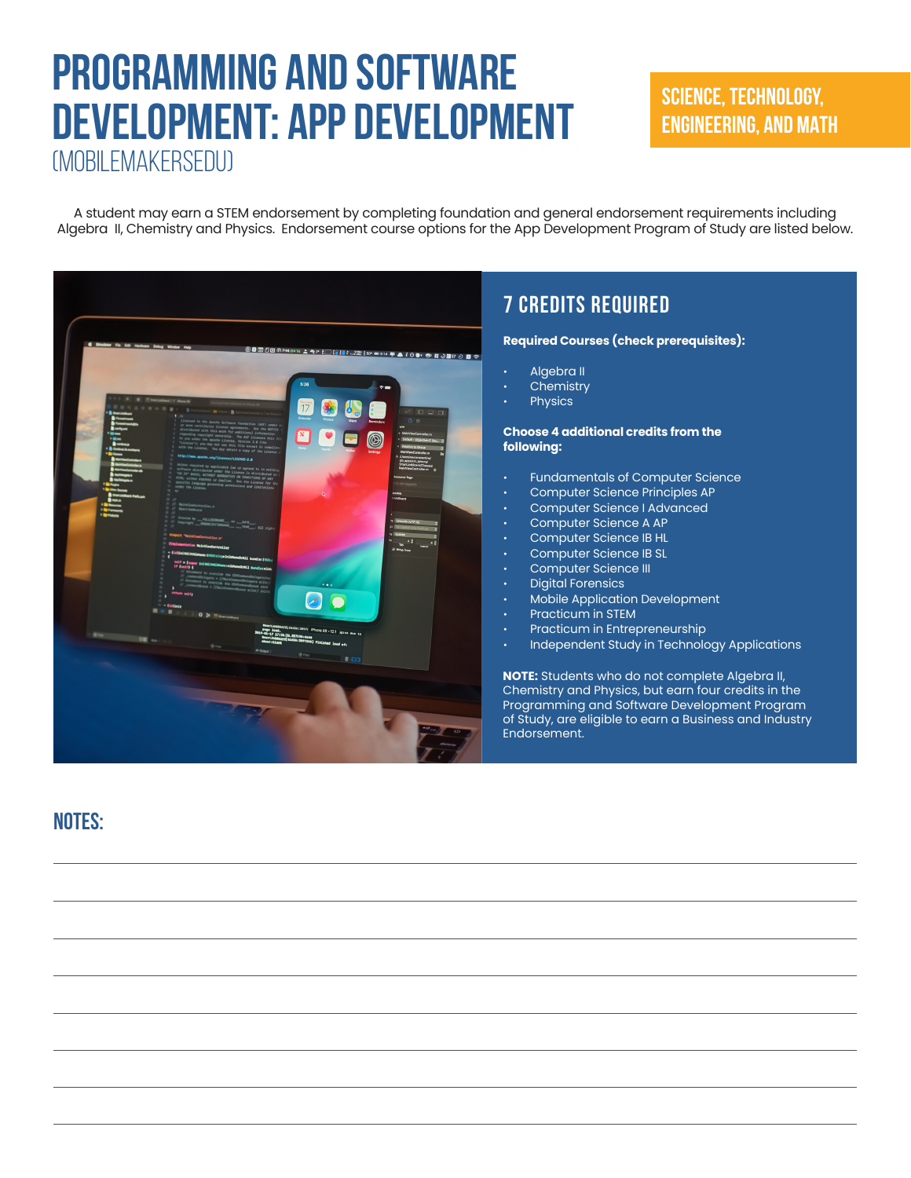# PROGRAMMING AND SOFTWARE DEVELOPMENT: APP DEVELOPMENT

(MOBILEMAKERSEDU)

SCIENCE, TECHNOLOGY, ENGINEERING, AND MATH

A student may earn a STEM endorsement by completing foundation and general endorsement requirements including Algebra II, Chemistry and Physics. Endorsement course options for the App Development Program of Study are listed below.

## 7 CREDITS REQUIRED

**Required Courses (check prerequisites):**

- Algebra II
- Chemistry
- Physics

**Choose 4 additional credits from the following:**

- Fundamentals of Computer Science
- Computer Science Principles AP
- Computer Science I Advanced
- Computer Science A AP
- Computer Science IB HL
- Computer Science IB SL
- Computer Science III
- Digital Forensics
- Mobile Application Development
- Practicum in STEM
- Practicum in Entrepreneurship
- Independent Study in Technology Applications

**NOTE:** Students who do not complete Algebra II, Chemistry and Physics, but earn four credits in the Programming and Software Development Program of Study, are eligible to earn a Business and Industry Endorsement.

## NOTES: